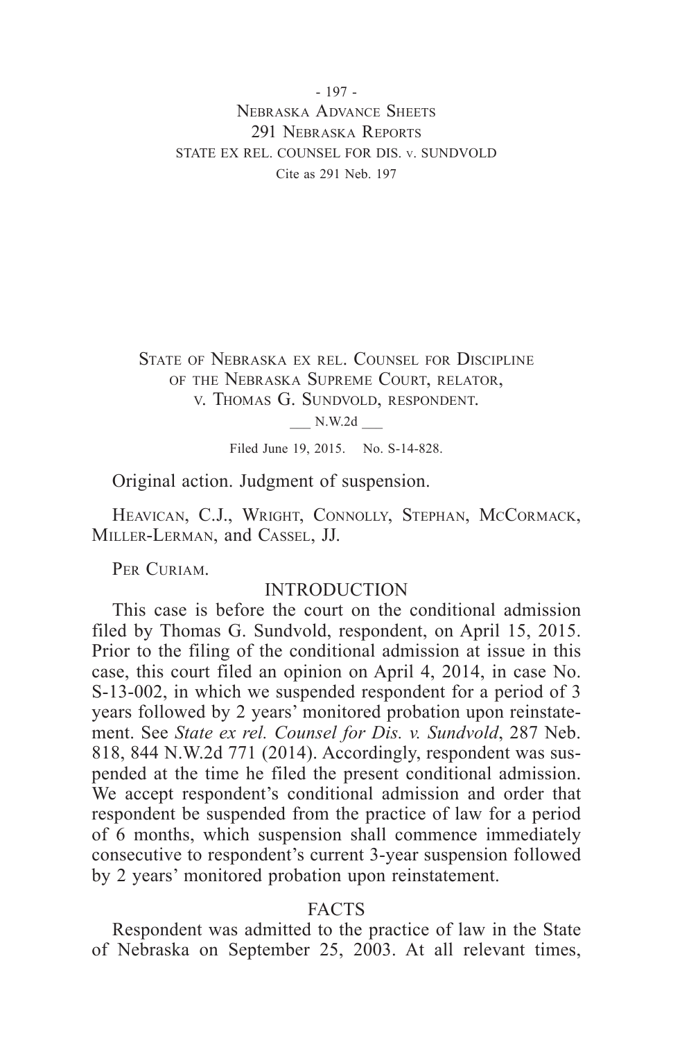State of Nebraska ex rel. Counsel for Discipline of the Nebraska Supreme Court, relator, v. Thomas G. Sundvold, respondent.

___ N.W.2d ___

Filed June 19, 2015. No. S-14-828.

Original action. Judgment of suspension.

Heavican, C.J., Wright, Connolly, Stephan, McCormack, Miller-Lerman, and Cassel, JJ.

Per Curiam.

## INTRODUCTION

This case is before the court on the conditional admission filed by Thomas G. Sundvold, respondent, on April 15, 2015. Prior to the filing of the conditional admission at issue in this case, this court filed an opinion on April 4, 2014, in case No. S-13-002, in which we suspended respondent for a period of 3 years followed by 2 years' monitored probation upon reinstatement. See *State ex rel. Counsel for Dis. v. Sundvold*, 287 Neb. 818, 844 N.W.2d 771 (2014). Accordingly, respondent was suspended at the time he filed the present conditional admission. We accept respondent's conditional admission and order that respondent be suspended from the practice of law for a period of 6 months, which suspension shall commence immediately consecutive to respondent's current 3-year suspension followed by 2 years' monitored probation upon reinstatement.

## FACTS

Respondent was admitted to the practice of law in the State of Nebraska on September 25, 2003. At all relevant times,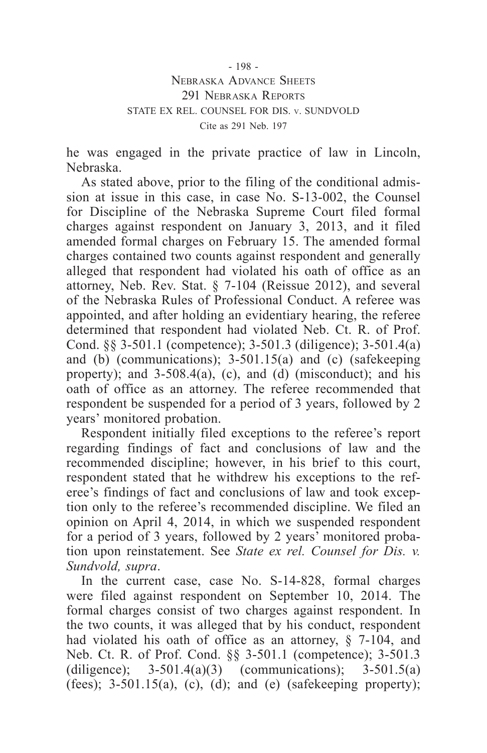he was engaged in the private practice of law in Lincoln, Nebraska.

As stated above, prior to the filing of the conditional admission at issue in this case, in case No. S-13-002, the Counsel for Discipline of the Nebraska Supreme Court filed formal charges against respondent on January 3, 2013, and it filed amended formal charges on February 15. The amended formal charges contained two counts against respondent and generally alleged that respondent had violated his oath of office as an attorney, Neb. Rev. Stat. § 7-104 (Reissue 2012), and several of the Nebraska Rules of Professional Conduct. A referee was appointed, and after holding an evidentiary hearing, the referee determined that respondent had violated Neb. Ct. R. of Prof. Cond. §§ 3-501.1 (competence); 3-501.3 (diligence); 3-501.4(a) and (b) (communications); 3-501.15(a) and (c) (safekeeping property); and 3-508.4(a), (c), and (d) (misconduct); and his oath of office as an attorney. The referee recommended that respondent be suspended for a period of 3 years, followed by 2 years' monitored probation.

Respondent initially filed exceptions to the referee's report regarding findings of fact and conclusions of law and the recommended discipline; however, in his brief to this court, respondent stated that he withdrew his exceptions to the referee's findings of fact and conclusions of law and took exception only to the referee's recommended discipline. We filed an opinion on April 4, 2014, in which we suspended respondent for a period of 3 years, followed by 2 years' monitored probation upon reinstatement. See *State ex rel. Counsel for Dis. v. Sundvold, supra*.

In the current case, case No. S-14-828, formal charges were filed against respondent on September 10, 2014. The formal charges consist of two charges against respondent. In the two counts, it was alleged that by his conduct, respondent had violated his oath of office as an attorney, § 7-104, and Neb. Ct. R. of Prof. Cond. §§ 3-501.1 (competence); 3-501.3 (diligence); 3-501.4(a)(3) (communications); 3-501.5(a) (fees); 3-501.15(a), (c), (d); and (e) (safekeeping property);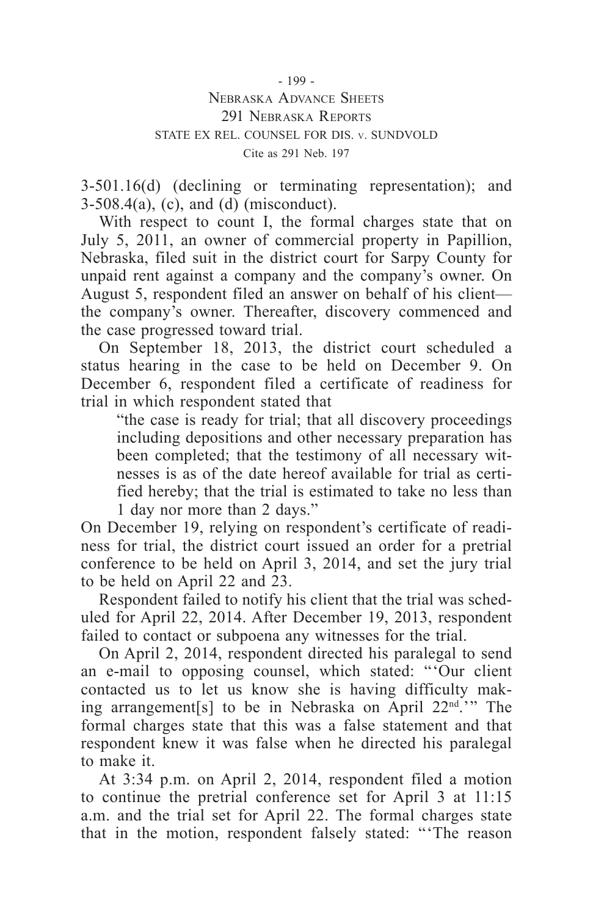3-501.16(d) (declining or terminating representation); and 3-508.4(a), (c), and (d) (misconduct).

With respect to count I, the formal charges state that on July 5, 2011, an owner of commercial property in Papillion, Nebraska, filed suit in the district court for Sarpy County for unpaid rent against a company and the company's owner. On August 5, respondent filed an answer on behalf of his client—the company's owner. Thereafter, discovery commenced and the case progressed toward trial.

On September 18, 2013, the district court scheduled a status hearing in the case to be held on December 9. On December 6, respondent filed a certificate of readiness for trial in which respondent stated that

> "the case is ready for trial; that all discovery proceedings including depositions and other necessary preparation has been completed; that the testimony of all necessary witnesses is as of the date hereof available for trial as certified hereby; that the trial is estimated to take no less than 1 day nor more than 2 days."

On December 19, relying on respondent's certificate of readiness for trial, the district court issued an order for a pretrial conference to be held on April 3, 2014, and set the jury trial to be held on April 22 and 23.

Respondent failed to notify his client that the trial was scheduled for April 22, 2014. After December 19, 2013, respondent failed to contact or subpoena any witnesses for the trial.

On April 2, 2014, respondent directed his paralegal to send an e-mail to opposing counsel, which stated: "'Our client contacted us to let us know she is having difficulty making arrangement[s] to be in Nebraska on April 22nd.'" The formal charges state that this was a false statement and that respondent knew it was false when he directed his paralegal to make it.

At 3:34 p.m. on April 2, 2014, respondent filed a motion to continue the pretrial conference set for April 3 at 11:15 a.m. and the trial set for April 22. The formal charges state that in the motion, respondent falsely stated: "'The reason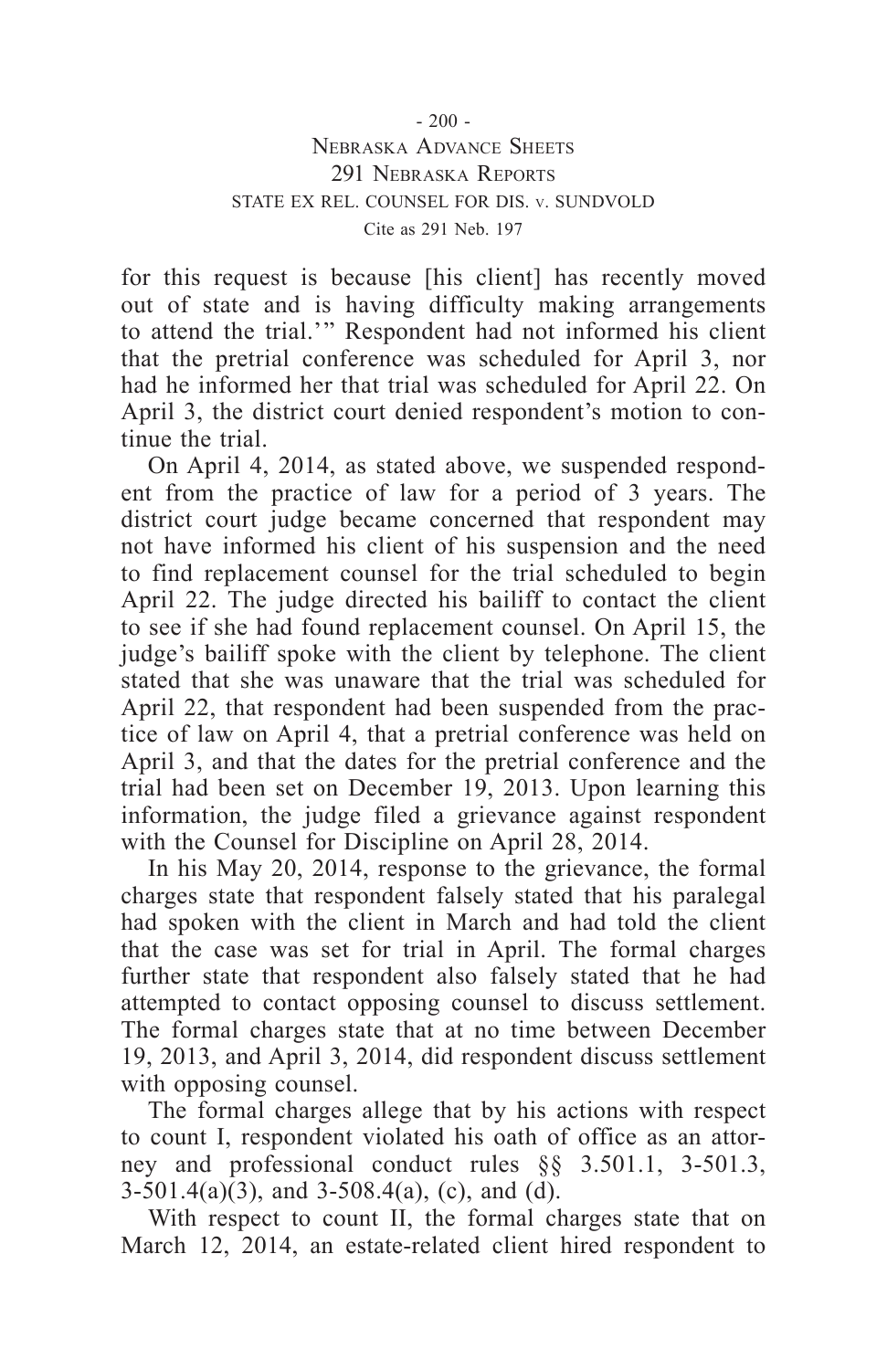for this request is because [his client] has recently moved out of state and is having difficulty making arrangements to attend the trial.'" Respondent had not informed his client that the pretrial conference was scheduled for April 3, nor had he informed her that trial was scheduled for April 22. On April 3, the district court denied respondent's motion to continue the trial.

On April 4, 2014, as stated above, we suspended respondent from the practice of law for a period of 3 years. The district court judge became concerned that respondent may not have informed his client of his suspension and the need to find replacement counsel for the trial scheduled to begin April 22. The judge directed his bailiff to contact the client to see if she had found replacement counsel. On April 15, the judge's bailiff spoke with the client by telephone. The client stated that she was unaware that the trial was scheduled for April 22, that respondent had been suspended from the practice of law on April 4, that a pretrial conference was held on April 3, and that the dates for the pretrial conference and the trial had been set on December 19, 2013. Upon learning this information, the judge filed a grievance against respondent with the Counsel for Discipline on April 28, 2014.

In his May 20, 2014, response to the grievance, the formal charges state that respondent falsely stated that his paralegal had spoken with the client in March and had told the client that the case was set for trial in April. The formal charges further state that respondent also falsely stated that he had attempted to contact opposing counsel to discuss settlement. The formal charges state that at no time between December 19, 2013, and April 3, 2014, did respondent discuss settlement with opposing counsel.

The formal charges allege that by his actions with respect to count I, respondent violated his oath of office as an attorney and professional conduct rules §§ 3.501.1, 3-501.3, 3-501.4(a)(3), and 3-508.4(a), (c), and (d).

With respect to count II, the formal charges state that on March 12, 2014, an estate-related client hired respondent to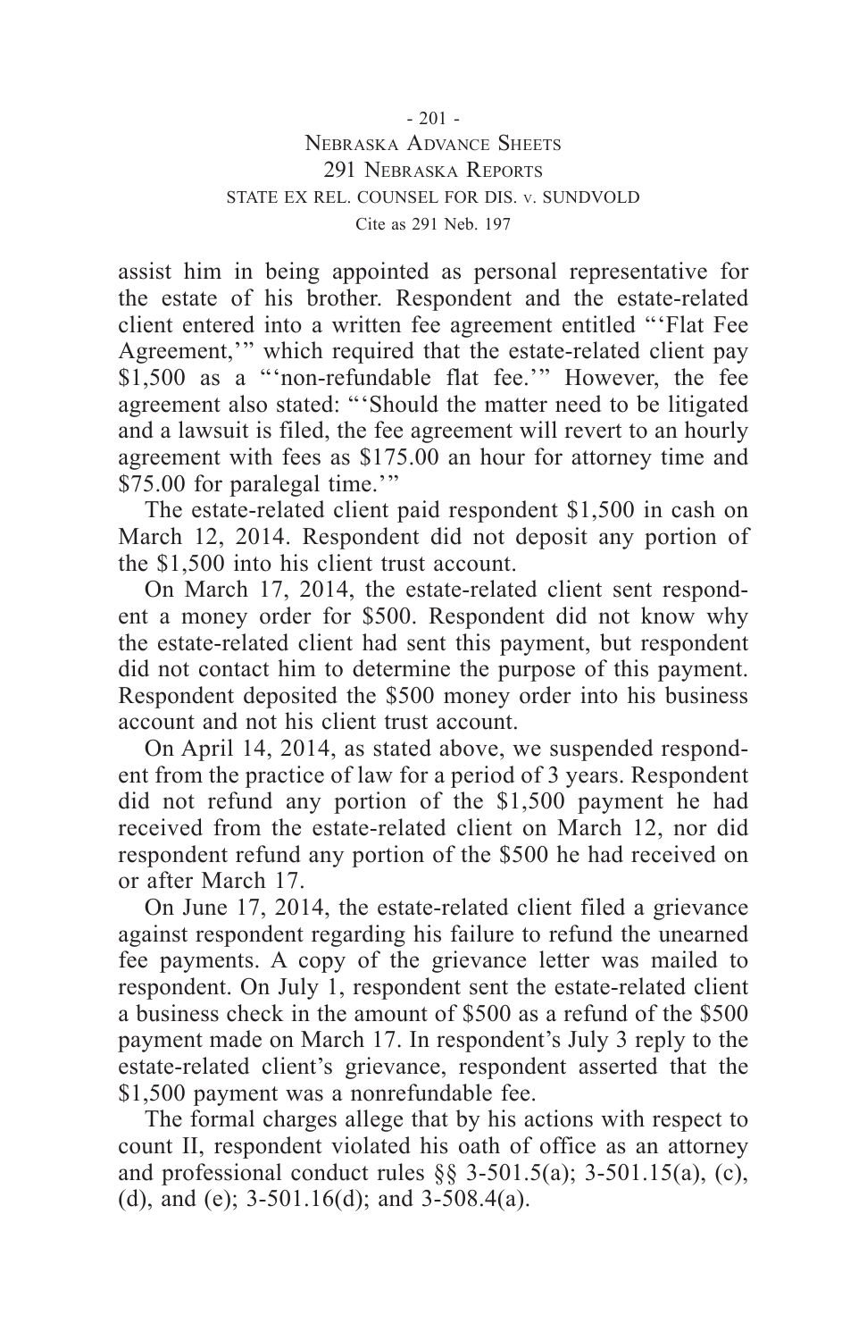assist him in being appointed as personal representative for the estate of his brother. Respondent and the estate-related client entered into a written fee agreement entitled "'Flat Fee Agreement,'" which required that the estate-related client pay $1,500 as a "'non-refundable flat fee.'" However, the fee agreement also stated: "'Should the matter need to be litigated and a lawsuit is filed, the fee agreement will revert to an hourly agreement with fees as $175.00 an hour for attorney time and $75.00 for paralegal time.'"

The estate-related client paid respondent $1,500 in cash on March 12, 2014. Respondent did not deposit any portion of the $1,500 into his client trust account.

On March 17, 2014, the estate-related client sent respondent a money order for $500. Respondent did not know why the estate-related client had sent this payment, but respondent did not contact him to determine the purpose of this payment. Respondent deposited the $500 money order into his business account and not his client trust account.

On April 14, 2014, as stated above, we suspended respondent from the practice of law for a period of 3 years. Respondent did not refund any portion of the $1,500 payment he had received from the estate-related client on March 12, nor did respondent refund any portion of the $500 he had received on or after March 17.

On June 17, 2014, the estate-related client filed a grievance against respondent regarding his failure to refund the unearned fee payments. A copy of the grievance letter was mailed to respondent. On July 1, respondent sent the estate-related client a business check in the amount of $500 as a refund of the $500 payment made on March 17. In respondent's July 3 reply to the estate-related client's grievance, respondent asserted that the $1,500 payment was a nonrefundable fee.

The formal charges allege that by his actions with respect to count II, respondent violated his oath of office as an attorney and professional conduct rules §§ 3-501.5(a); 3-501.15(a), (c), (d), and (e); 3-501.16(d); and 3-508.4(a).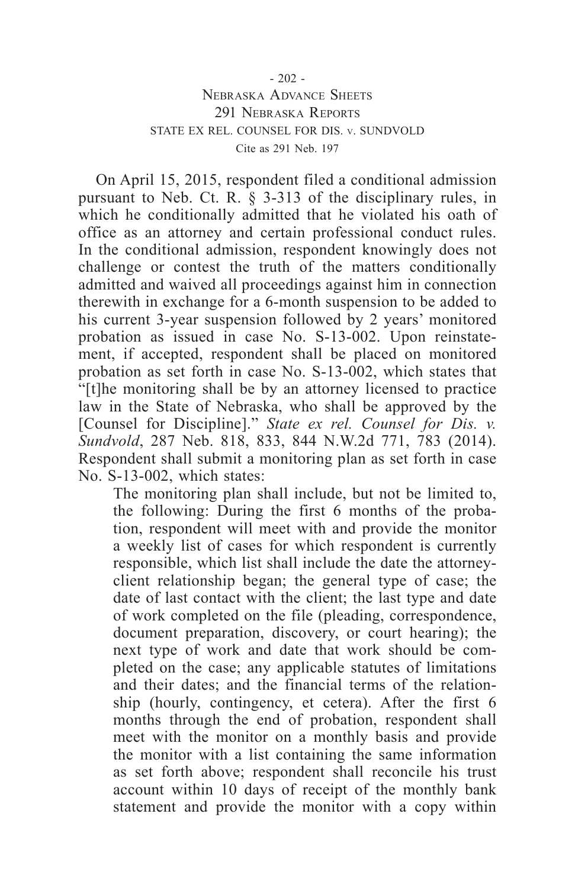On April 15, 2015, respondent filed a conditional admission pursuant to Neb. Ct. R. § 3-313 of the disciplinary rules, in which he conditionally admitted that he violated his oath of office as an attorney and certain professional conduct rules. In the conditional admission, respondent knowingly does not challenge or contest the truth of the matters conditionally admitted and waived all proceedings against him in connection therewith in exchange for a 6-month suspension to be added to his current 3-year suspension followed by 2 years' monitored probation as issued in case No. S-13-002. Upon reinstatement, if accepted, respondent shall be placed on monitored probation as set forth in case No. S-13-002, which states that "[t]he monitoring shall be by an attorney licensed to practice law in the State of Nebraska, who shall be approved by the [Counsel for Discipline]." *State ex rel. Counsel for Dis. v. Sundvold*, 287 Neb. 818, 833, 844 N.W.2d 771, 783 (2014). Respondent shall submit a monitoring plan as set forth in case No. S-13-002, which states:

> The monitoring plan shall include, but not be limited to, the following: During the first 6 months of the probation, respondent will meet with and provide the monitor a weekly list of cases for which respondent is currently responsible, which list shall include the date the attorney-client relationship began; the general type of case; the date of last contact with the client; the last type and date of work completed on the file (pleading, correspondence, document preparation, discovery, or court hearing); the next type of work and date that work should be completed on the case; any applicable statutes of limitations and their dates; and the financial terms of the relationship (hourly, contingency, et cetera). After the first 6 months through the end of probation, respondent shall meet with the monitor on a monthly basis and provide the monitor with a list containing the same information as set forth above; respondent shall reconcile his trust account within 10 days of receipt of the monthly bank statement and provide the monitor with a copy within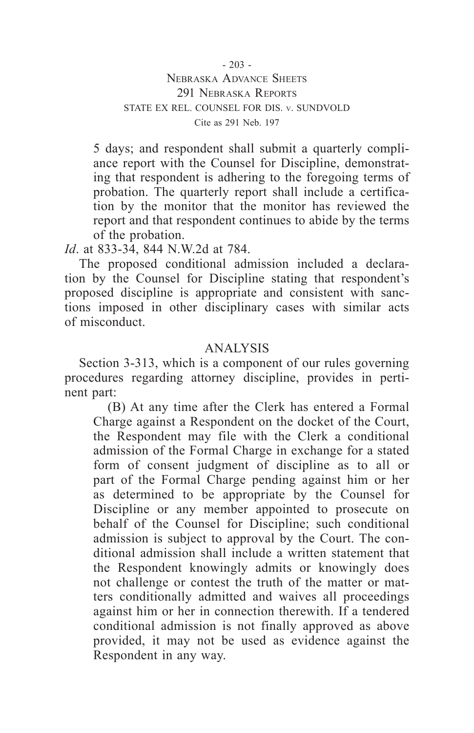5 days; and respondent shall submit a quarterly compliance report with the Counsel for Discipline, demonstrating that respondent is adhering to the foregoing terms of probation. The quarterly report shall include a certification by the monitor that the monitor has reviewed the report and that respondent continues to abide by the terms of the probation.

*Id*. at 833-34, 844 N.W.2d at 784.

The proposed conditional admission included a declaration by the Counsel for Discipline stating that respondent's proposed discipline is appropriate and consistent with sanctions imposed in other disciplinary cases with similar acts of misconduct.

## ANALYSIS

Section 3-313, which is a component of our rules governing procedures regarding attorney discipline, provides in pertinent part:

> (B) At any time after the Clerk has entered a Formal Charge against a Respondent on the docket of the Court, the Respondent may file with the Clerk a conditional admission of the Formal Charge in exchange for a stated form of consent judgment of discipline as to all or part of the Formal Charge pending against him or her as determined to be appropriate by the Counsel for Discipline or any member appointed to prosecute on behalf of the Counsel for Discipline; such conditional admission is subject to approval by the Court. The conditional admission shall include a written statement that the Respondent knowingly admits or knowingly does not challenge or contest the truth of the matter or matters conditionally admitted and waives all proceedings against him or her in connection therewith. If a tendered conditional admission is not finally approved as above provided, it may not be used as evidence against the Respondent in any way.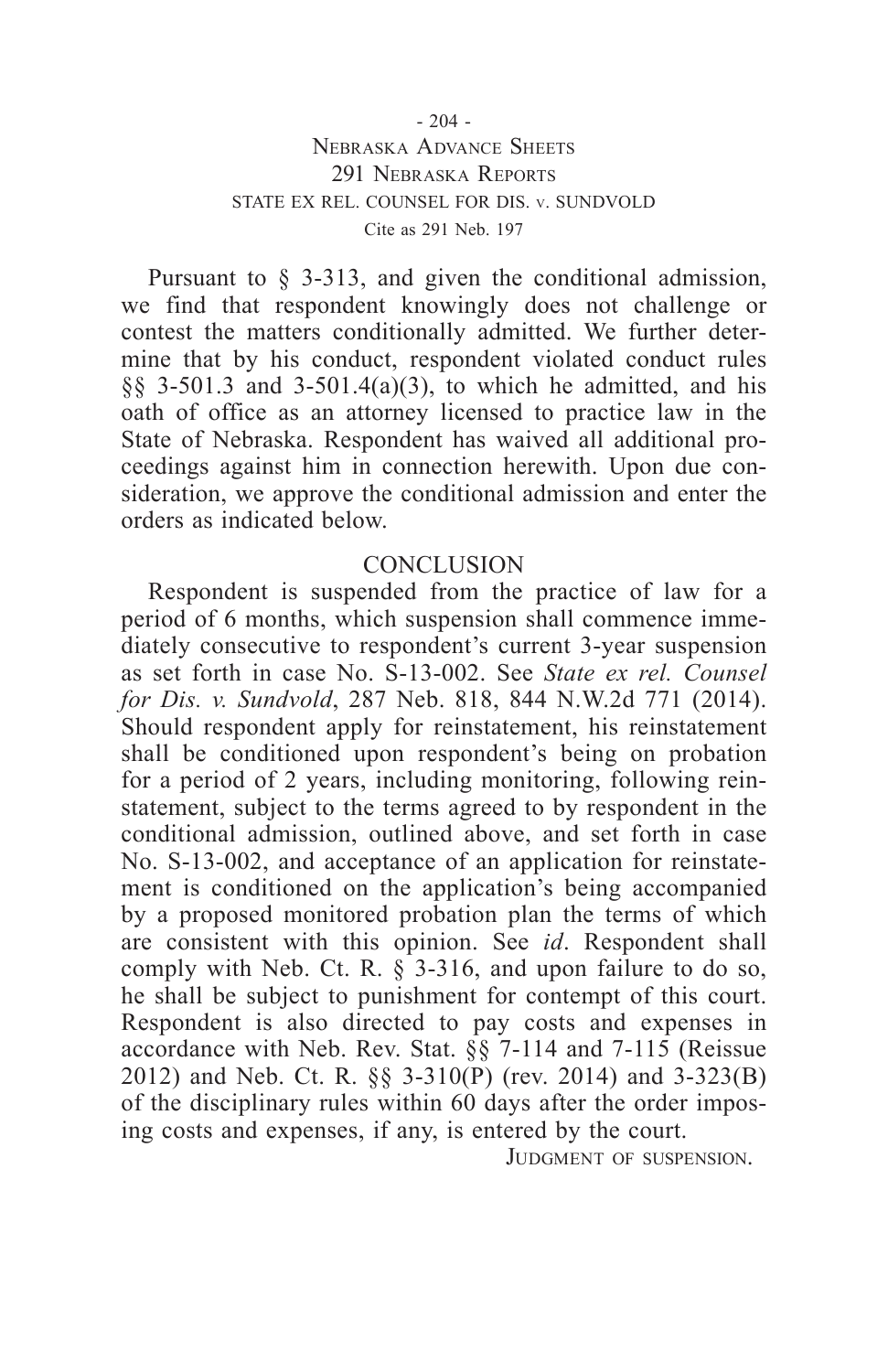Pursuant to § 3-313, and given the conditional admission, we find that respondent knowingly does not challenge or contest the matters conditionally admitted. We further determine that by his conduct, respondent violated conduct rules §§ 3-501.3 and 3-501.4(a)(3), to which he admitted, and his oath of office as an attorney licensed to practice law in the State of Nebraska. Respondent has waived all additional proceedings against him in connection herewith. Upon due consideration, we approve the conditional admission and enter the orders as indicated below.

## CONCLUSION

Respondent is suspended from the practice of law for a period of 6 months, which suspension shall commence immediately consecutive to respondent's current 3-year suspension as set forth in case No. S-13-002. See *State ex rel. Counsel for Dis. v. Sundvold*, 287 Neb. 818, 844 N.W.2d 771 (2014). Should respondent apply for reinstatement, his reinstatement shall be conditioned upon respondent's being on probation for a period of 2 years, including monitoring, following reinstatement, subject to the terms agreed to by respondent in the conditional admission, outlined above, and set forth in case No. S-13-002, and acceptance of an application for reinstatement is conditioned on the application's being accompanied by a proposed monitored probation plan the terms of which are consistent with this opinion. See *id*. Respondent shall comply with Neb. Ct. R. § 3-316, and upon failure to do so, he shall be subject to punishment for contempt of this court. Respondent is also directed to pay costs and expenses in accordance with Neb. Rev. Stat. §§ 7-114 and 7-115 (Reissue 2012) and Neb. Ct. R. §§ 3-310(P) (rev. 2014) and 3-323(B) of the disciplinary rules within 60 days after the order imposing costs and expenses, if any, is entered by the court.

JUDGMENT OF SUSPENSION.